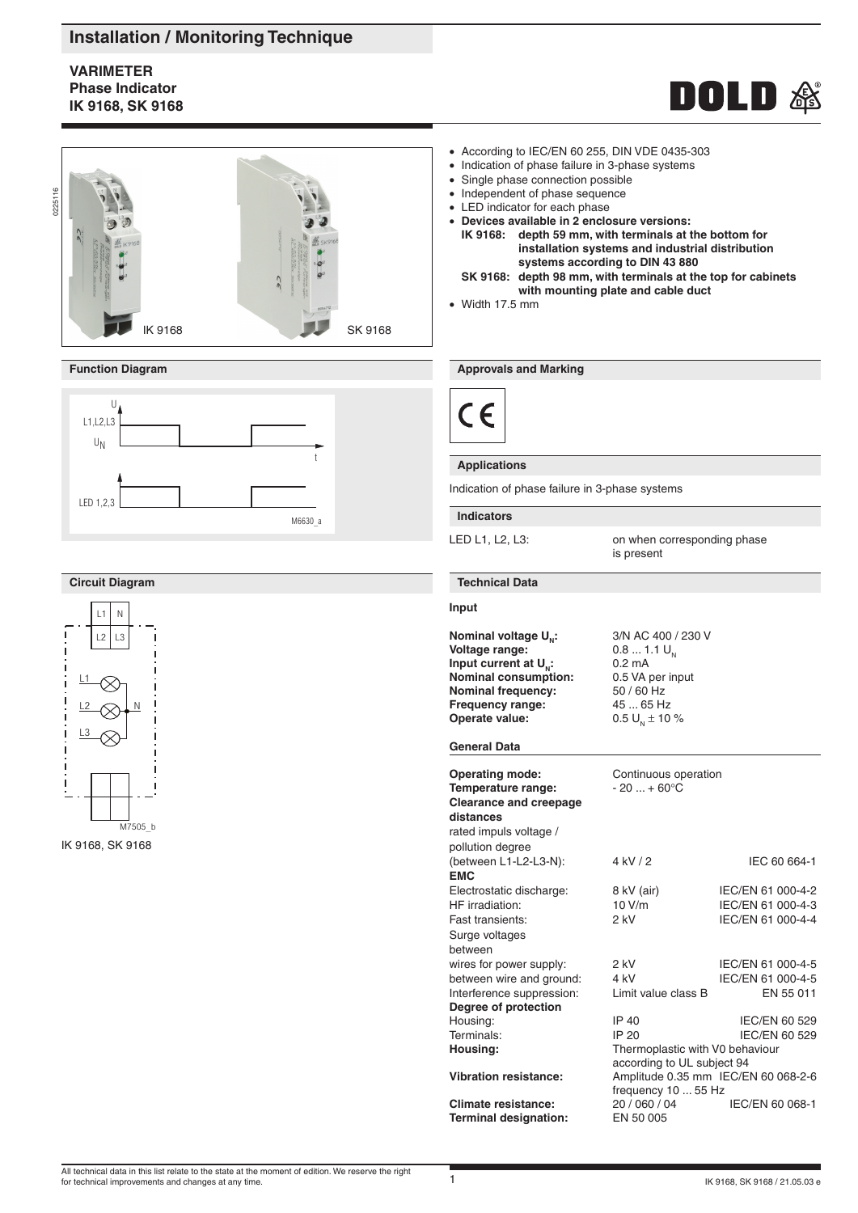# Installation / Monitoring Technique

## VARIMETER
## Phase Indicator
## IK 9168, SK 9168

- According to IEC/EN 60 255, DIN VDE 0435-303
- Indication of phase failure in 3-phase systems
- Single phase connection possible
- Independent of phase sequence
- LED indicator for each phase
- **Devices available in 2 enclosure versions:**
  - **IK 9168: depth 59 mm, with terminals at the bottom for installation systems and industrial distribution systems according to DIN 43 880**
  - **SK 9168: depth 98 mm, with terminals at the top for cabinets with mounting plate and cable duct**
- Width 17.5 mm

IK 9168 SK 9168

### Function Diagram

### Circuit Diagram

IK 9168, SK 9168

### Approvals and Marking

CE

### Applications

Indication of phase failure in 3-phase systems

### Indicators

| | |
|---|---|
| LED L1, L2, L3: | on when corresponding phase is present |

### Technical Data

#### Input

| | |
|---|---|
| **Nominal voltage $U_N$:** | 3/N AC 400 / 230 V |
| **Voltage range:** | 0.8 ... 1.1 $U_N$ |
| **Input current at $U_N$:** | 0.2 mA |
| **Nominal consumption:** | 0.5 VA per input |
| **Nominal frequency:** | 50 / 60 Hz |
| **Frequency range:** | 45 ... 65 Hz |
| **Operate value:** | 0.5 $U_N$ ± 10 % |

#### General Data

| | | |
|---|---|---|
| **Operating mode:** | Continuous operation | |
| **Temperature range:** | - 20 ... + 60°C | |
| **Clearance and creepage distances** | | |
| rated impuls voltage / pollution degree (between L1-L2-L3-N): | 4 kV / 2 | IEC 60 664-1 |
| **EMC** | | |
| Electrostatic discharge: | 8 kV (air) | IEC/EN 61 000-4-2 |
| HF irradiation: | 10 V/m | IEC/EN 61 000-4-3 |
| Fast transients: | 2 kV | IEC/EN 61 000-4-4 |
| Surge voltages between | | |
| wires for power supply: | 2 kV | IEC/EN 61 000-4-5 |
| between wire and ground: | 4 kV | IEC/EN 61 000-4-5 |
| Interference suppression: | Limit value class B | EN 55 011 |
| **Degree of protection** | | |
| Housing: | IP 40 | IEC/EN 60 529 |
| Terminals: | IP 20 | IEC/EN 60 529 |
| **Housing:** | Thermoplastic with V0 behaviour according to UL subject 94 | |
| **Vibration resistance:** | Amplitude 0.35 mm frequency 10 ... 55 Hz | IEC/EN 60 068-2-6 |
| **Climate resistance:** | 20 / 060 / 04 | IEC/EN 60 068-1 |
| **Terminal designation:** | EN 50 005 | |

All technical data in this list relate to the state at the moment of edition. We reserve the right for technical improvements and changes at any time.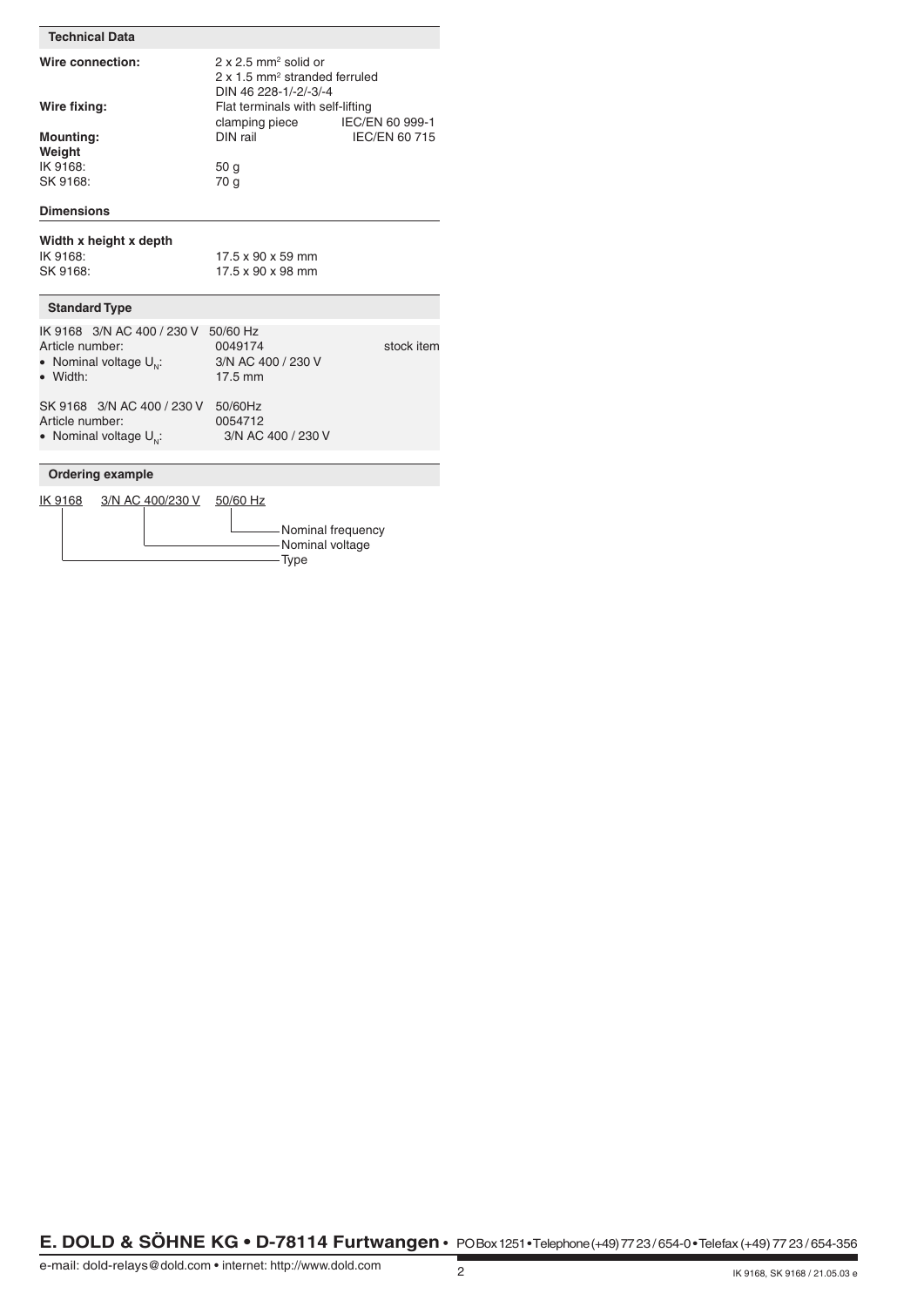## Technical Data

| | | |
|---|---|---|
| **Wire connection:** | 2 x 2.5 mm² solid or<br>2 x 1.5 mm² stranded ferruled<br>DIN 46 228-1/-2/-3/-4 | |
| **Wire fixing:** | Flat terminals with self-lifting<br>clamping piece | IEC/EN 60 999-1 |
| **Mounting:** | DIN rail | IEC/EN 60 715 |
| **Weight** | | |
| IK 9168: | 50 g | |
| SK 9168: | 70 g | |

## Dimensions

**Width x height x depth**

| | |
|---|---|
| IK 9168: | 17.5 x 90 x 59 mm |
| SK 9168: | 17.5 x 90 x 98 mm |

## Standard Type

IK 9168 3/N AC 400 / 230 V 50/60 Hz

| | | |
|---|---|---|
| Article number: | 0049174 | stock item |
| • Nominal voltage $U_N$: | 3/N AC 400 / 230 V | |
| • Width: | 17.5 mm | |

SK 9168 3/N AC 400 / 230 V 50/60Hz

| | |
|---|---|
| Article number: | 0054712 |
| • Nominal voltage $U_N$: | 3/N AC 400 / 230 V |

## Ordering example

IK 9168 3/N AC 400/230 V 50/60 Hz

- 50/60 Hz — Nominal frequency
- 3/N AC 400/230 V — Nominal voltage
- IK 9168 — Type

**E. DOLD & SÖHNE KG • D-78114 Furtwangen** • PO Box 1251 • Telephone (+49) 77 23 / 654-0 • Telefax (+49) 77 23 / 654-356

e-mail: dold-relays@dold.com • internet: http://www.dold.com